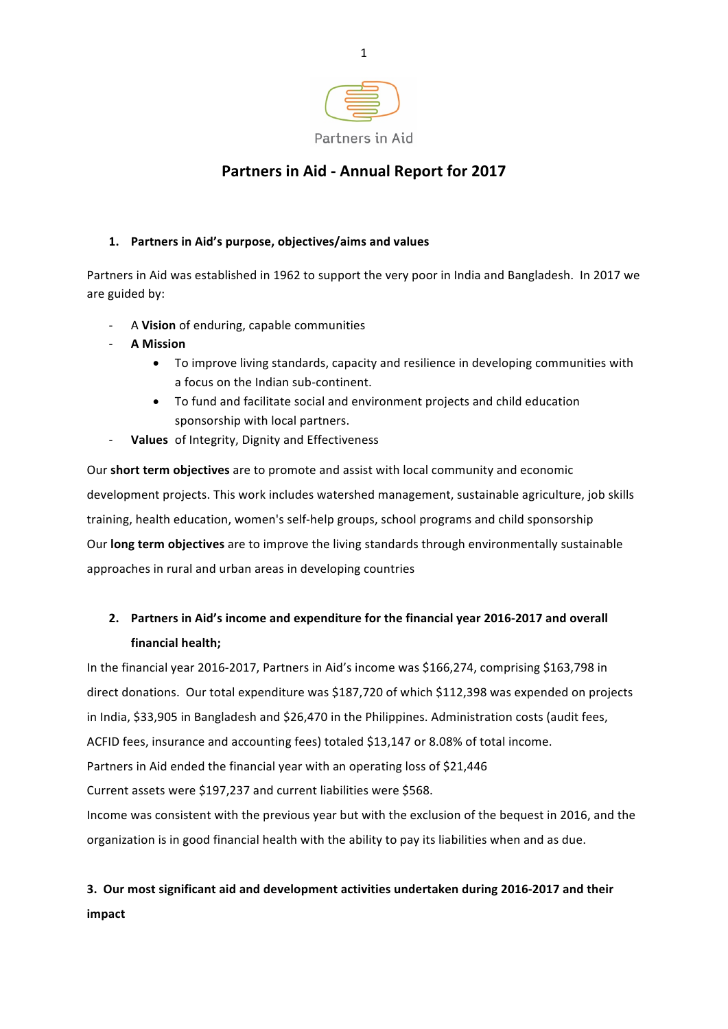Partners in Aid

# Partners in Aid - Annual Report for 2017

## 1. Partners in Aid's purpose, objectives/aims and values

Partners in Aid was established in 1962 to support the very poor in India and Bangladesh. In 2017 we are guided by:

- A **Vision** of enduring, capable communities
- **A Mission**
  - To improve living standards, capacity and resilience in developing communities with a focus on the Indian sub-continent.
  - To fund and facilitate social and environment projects and child education sponsorship with local partners.
- **Values** of Integrity, Dignity and Effectiveness

Our **short term objectives** are to promote and assist with local community and economic development projects. This work includes watershed management, sustainable agriculture, job skills training, health education, women's self-help groups, school programs and child sponsorship

Our **long term objectives** are to improve the living standards through environmentally sustainable approaches in rural and urban areas in developing countries

## 2. Partners in Aid's income and expenditure for the financial year 2016-2017 and overall financial health;

In the financial year 2016-2017, Partners in Aid's income was $166,274, comprising $163,798 in direct donations. Our total expenditure was $187,720 of which $112,398 was expended on projects in India, $33,905 in Bangladesh and $26,470 in the Philippines. Administration costs (audit fees, ACFID fees, insurance and accounting fees) totaled $13,147 or 8.08% of total income.

Partners in Aid ended the financial year with an operating loss of $21,446

Current assets were $197,237 and current liabilities were $568.

Income was consistent with the previous year but with the exclusion of the bequest in 2016, and the organization is in good financial health with the ability to pay its liabilities when and as due.

## 3. Our most significant aid and development activities undertaken during 2016-2017 and their impact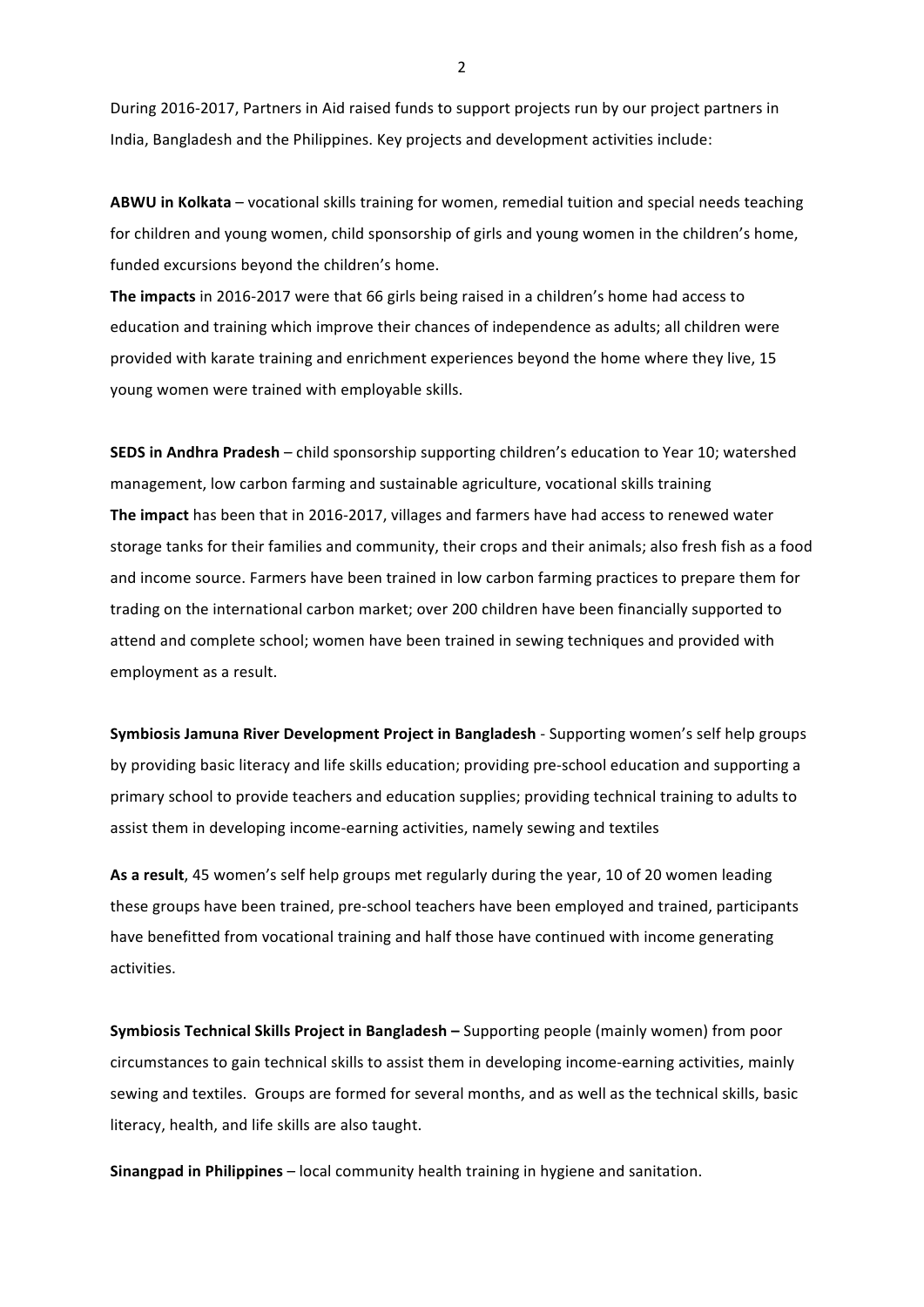During 2016-2017, Partners in Aid raised funds to support projects run by our project partners in India, Bangladesh and the Philippines. Key projects and development activities include:

**ABWU in Kolkata** – vocational skills training for women, remedial tuition and special needs teaching for children and young women, child sponsorship of girls and young women in the children's home, funded excursions beyond the children's home.

**The impacts** in 2016-2017 were that 66 girls being raised in a children's home had access to education and training which improve their chances of independence as adults; all children were provided with karate training and enrichment experiences beyond the home where they live, 15 young women were trained with employable skills.

**SEDS in Andhra Pradesh** – child sponsorship supporting children's education to Year 10; watershed management, low carbon farming and sustainable agriculture, vocational skills training

**The impact** has been that in 2016-2017, villages and farmers have had access to renewed water storage tanks for their families and community, their crops and their animals; also fresh fish as a food and income source. Farmers have been trained in low carbon farming practices to prepare them for trading on the international carbon market; over 200 children have been financially supported to attend and complete school; women have been trained in sewing techniques and provided with employment as a result.

**Symbiosis Jamuna River Development Project in Bangladesh** - Supporting women's self help groups by providing basic literacy and life skills education; providing pre-school education and supporting a primary school to provide teachers and education supplies; providing technical training to adults to assist them in developing income-earning activities, namely sewing and textiles

**As a result**, 45 women's self help groups met regularly during the year, 10 of 20 women leading these groups have been trained, pre-school teachers have been employed and trained, participants have benefitted from vocational training and half those have continued with income generating activities.

**Symbiosis Technical Skills Project in Bangladesh –** Supporting people (mainly women) from poor circumstances to gain technical skills to assist them in developing income-earning activities, mainly sewing and textiles. Groups are formed for several months, and as well as the technical skills, basic literacy, health, and life skills are also taught.

**Sinangpad in Philippines** – local community health training in hygiene and sanitation.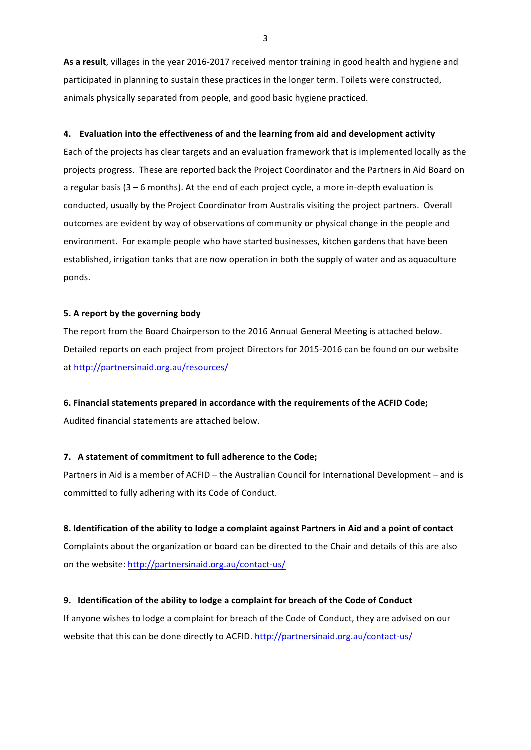**As a result**, villages in the year 2016-2017 received mentor training in good health and hygiene and participated in planning to sustain these practices in the longer term. Toilets were constructed, animals physically separated from people, and good basic hygiene practiced.

**4. Evaluation into the effectiveness of and the learning from aid and development activity**

Each of the projects has clear targets and an evaluation framework that is implemented locally as the projects progress. These are reported back the Project Coordinator and the Partners in Aid Board on a regular basis (3 – 6 months). At the end of each project cycle, a more in-depth evaluation is conducted, usually by the Project Coordinator from Australis visiting the project partners. Overall outcomes are evident by way of observations of community or physical change in the people and environment. For example people who have started businesses, kitchen gardens that have been established, irrigation tanks that are now operation in both the supply of water and as aquaculture ponds.

**5. A report by the governing body**

The report from the Board Chairperson to the 2016 Annual General Meeting is attached below. Detailed reports on each project from project Directors for 2015-2016 can be found on our website at http://partnersinaid.org.au/resources/

**6. Financial statements prepared in accordance with the requirements of the ACFID Code;**

Audited financial statements are attached below.

**7. A statement of commitment to full adherence to the Code;**

Partners in Aid is a member of ACFID – the Australian Council for International Development – and is committed to fully adhering with its Code of Conduct.

**8. Identification of the ability to lodge a complaint against Partners in Aid and a point of contact**

Complaints about the organization or board can be directed to the Chair and details of this are also on the website: http://partnersinaid.org.au/contact-us/

**9. Identification of the ability to lodge a complaint for breach of the Code of Conduct**

If anyone wishes to lodge a complaint for breach of the Code of Conduct, they are advised on our website that this can be done directly to ACFID. http://partnersinaid.org.au/contact-us/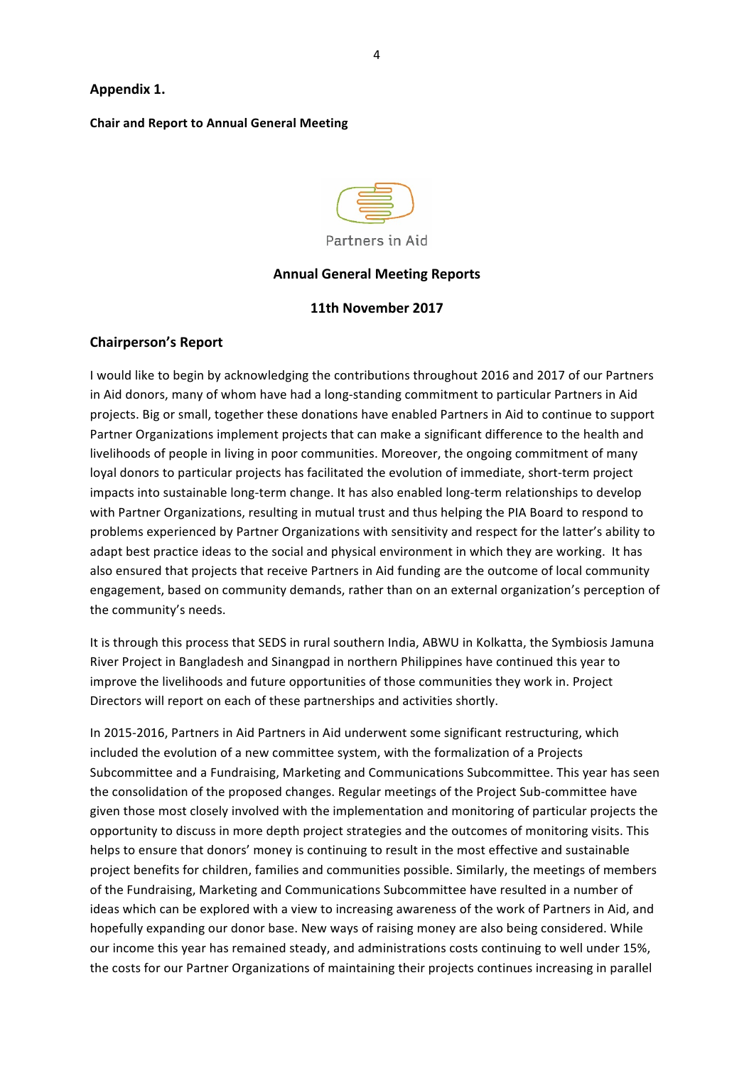## Appendix 1.

**Chair and Report to Annual General Meeting**

Partners in Aid

**Annual General Meeting Reports**

**11th November 2017**

### Chairperson's Report

I would like to begin by acknowledging the contributions throughout 2016 and 2017 of our Partners in Aid donors, many of whom have had a long-standing commitment to particular Partners in Aid projects. Big or small, together these donations have enabled Partners in Aid to continue to support Partner Organizations implement projects that can make a significant difference to the health and livelihoods of people in living in poor communities. Moreover, the ongoing commitment of many loyal donors to particular projects has facilitated the evolution of immediate, short-term project impacts into sustainable long-term change. It has also enabled long-term relationships to develop with Partner Organizations, resulting in mutual trust and thus helping the PIA Board to respond to problems experienced by Partner Organizations with sensitivity and respect for the latter's ability to adapt best practice ideas to the social and physical environment in which they are working. It has also ensured that projects that receive Partners in Aid funding are the outcome of local community engagement, based on community demands, rather than on an external organization's perception of the community's needs.

It is through this process that SEDS in rural southern India, ABWU in Kolkatta, the Symbiosis Jamuna River Project in Bangladesh and Sinangpad in northern Philippines have continued this year to improve the livelihoods and future opportunities of those communities they work in. Project Directors will report on each of these partnerships and activities shortly.

In 2015-2016, Partners in Aid Partners in Aid underwent some significant restructuring, which included the evolution of a new committee system, with the formalization of a Projects Subcommittee and a Fundraising, Marketing and Communications Subcommittee. This year has seen the consolidation of the proposed changes. Regular meetings of the Project Sub-committee have given those most closely involved with the implementation and monitoring of particular projects the opportunity to discuss in more depth project strategies and the outcomes of monitoring visits. This helps to ensure that donors' money is continuing to result in the most effective and sustainable project benefits for children, families and communities possible. Similarly, the meetings of members of the Fundraising, Marketing and Communications Subcommittee have resulted in a number of ideas which can be explored with a view to increasing awareness of the work of Partners in Aid, and hopefully expanding our donor base. New ways of raising money are also being considered. While our income this year has remained steady, and administrations costs continuing to well under 15%, the costs for our Partner Organizations of maintaining their projects continues increasing in parallel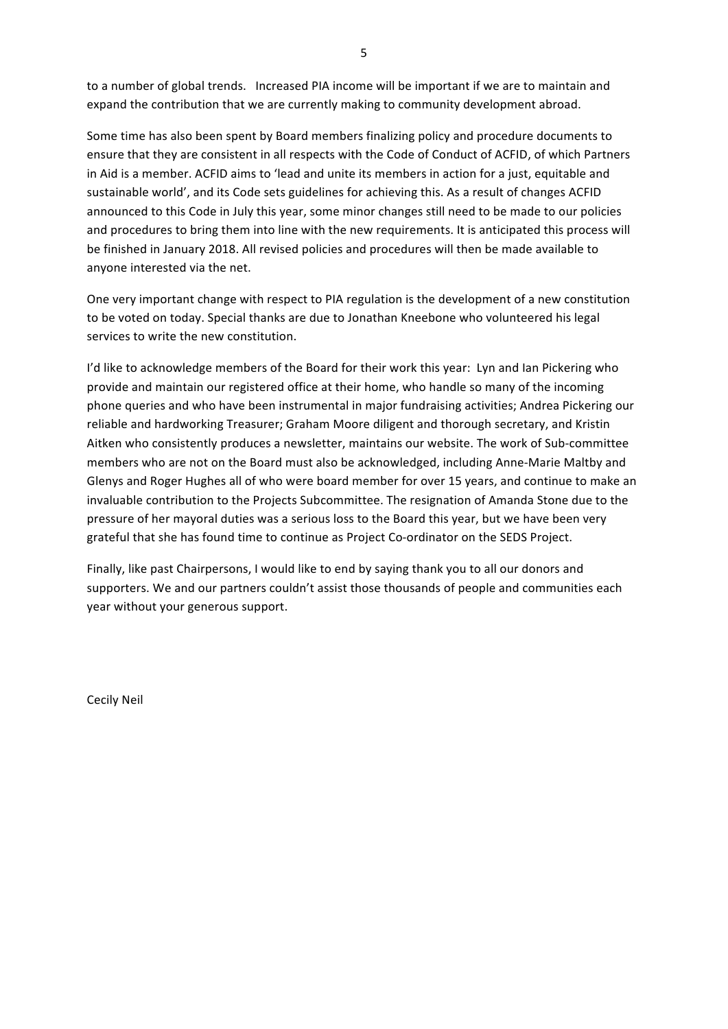to a number of global trends. Increased PIA income will be important if we are to maintain and expand the contribution that we are currently making to community development abroad.

Some time has also been spent by Board members finalizing policy and procedure documents to ensure that they are consistent in all respects with the Code of Conduct of ACFID, of which Partners in Aid is a member. ACFID aims to 'lead and unite its members in action for a just, equitable and sustainable world', and its Code sets guidelines for achieving this. As a result of changes ACFID announced to this Code in July this year, some minor changes still need to be made to our policies and procedures to bring them into line with the new requirements. It is anticipated this process will be finished in January 2018. All revised policies and procedures will then be made available to anyone interested via the net.

One very important change with respect to PIA regulation is the development of a new constitution to be voted on today. Special thanks are due to Jonathan Kneebone who volunteered his legal services to write the new constitution.

I'd like to acknowledge members of the Board for their work this year: Lyn and Ian Pickering who provide and maintain our registered office at their home, who handle so many of the incoming phone queries and who have been instrumental in major fundraising activities; Andrea Pickering our reliable and hardworking Treasurer; Graham Moore diligent and thorough secretary, and Kristin Aitken who consistently produces a newsletter, maintains our website. The work of Sub-committee members who are not on the Board must also be acknowledged, including Anne-Marie Maltby and Glenys and Roger Hughes all of who were board member for over 15 years, and continue to make an invaluable contribution to the Projects Subcommittee. The resignation of Amanda Stone due to the pressure of her mayoral duties was a serious loss to the Board this year, but we have been very grateful that she has found time to continue as Project Co-ordinator on the SEDS Project.

Finally, like past Chairpersons, I would like to end by saying thank you to all our donors and supporters. We and our partners couldn't assist those thousands of people and communities each year without your generous support.

Cecily Neil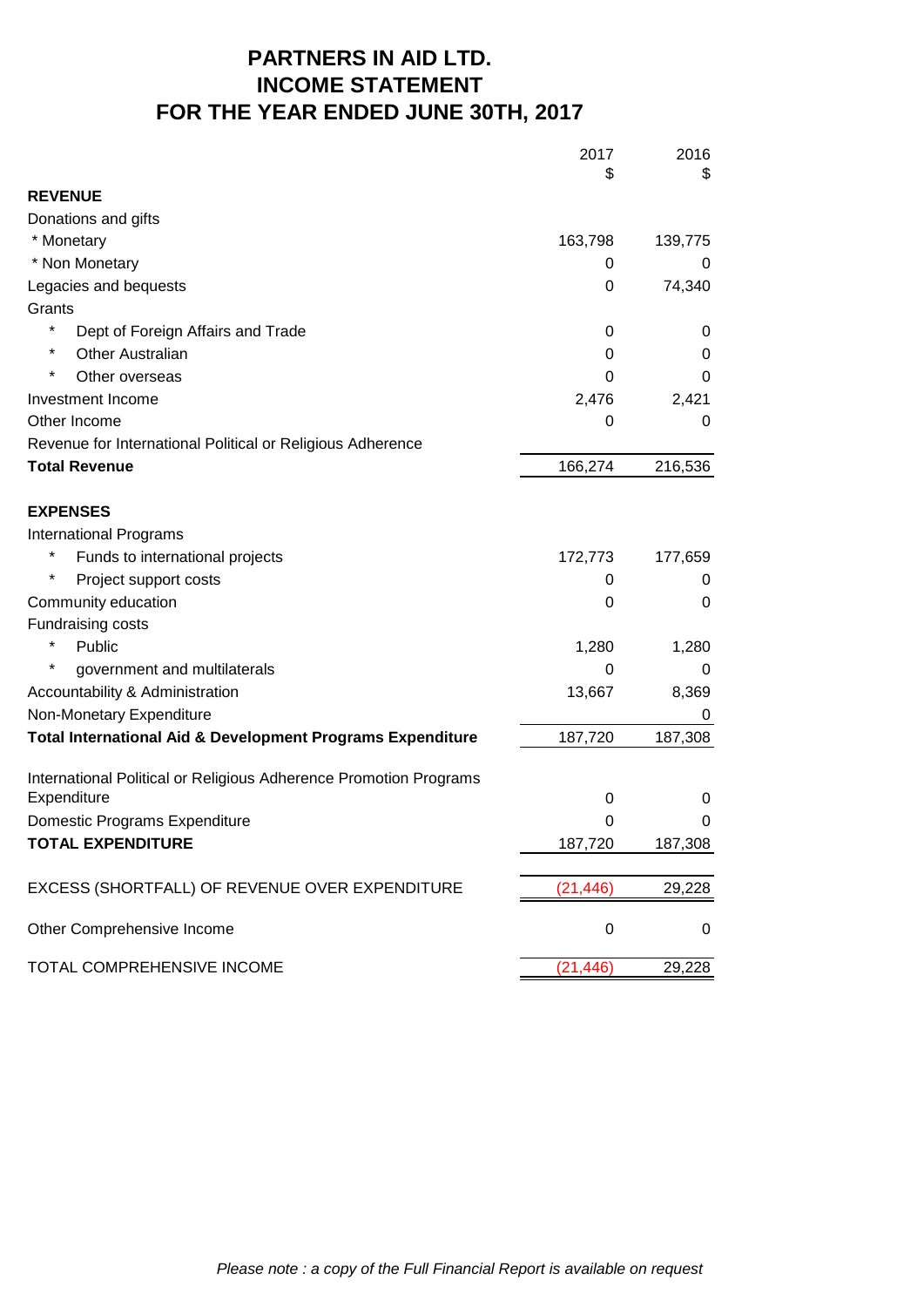# PARTNERS IN AID LTD.
# INCOME STATEMENT
# FOR THE YEAR ENDED JUNE 30TH, 2017

| | 2017<br>$ | 2016<br>$ |
|---|---|---|
| **REVENUE** | | |
| Donations and gifts | | |
| * Monetary | 163,798 | 139,775 |
| * Non Monetary | 0 | 0 |
| Legacies and bequests | 0 | 74,340 |
| Grants | | |
| * Dept of Foreign Affairs and Trade | 0 | 0 |
| * Other Australian | 0 | 0 |
| * Other overseas | 0 | 0 |
| Investment Income | 2,476 | 2,421 |
| Other Income | 0 | 0 |
| Revenue for International Political or Religious Adherence | | |
| **Total Revenue** | 166,274 | 216,536 |
| | | |
| **EXPENSES** | | |
| International Programs | | |
| * Funds to international projects | 172,773 | 177,659 |
| * Project support costs | 0 | 0 |
| Community education | 0 | 0 |
| Fundraising costs | | |
| * Public | 1,280 | 1,280 |
| * government and multilaterals | 0 | 0 |
| Accountability & Administration | 13,667 | 8,369 |
| Non-Monetary Expenditure | | 0 |
| **Total International Aid & Development Programs Expenditure** | 187,720 | 187,308 |
| | | |
| International Political or Religious Adherence Promotion Programs Expenditure | 0 | 0 |
| Domestic Programs Expenditure | 0 | 0 |
| **TOTAL EXPENDITURE** | 187,720 | 187,308 |
| | | |
| EXCESS (SHORTFALL) OF REVENUE OVER EXPENDITURE | (21,446) | 29,228 |
| | | |
| Other Comprehensive Income | 0 | 0 |
| | | |
| TOTAL COMPREHENSIVE INCOME | (21,446) | 29,228 |

*Please note : a copy of the Full Financial Report is available on request*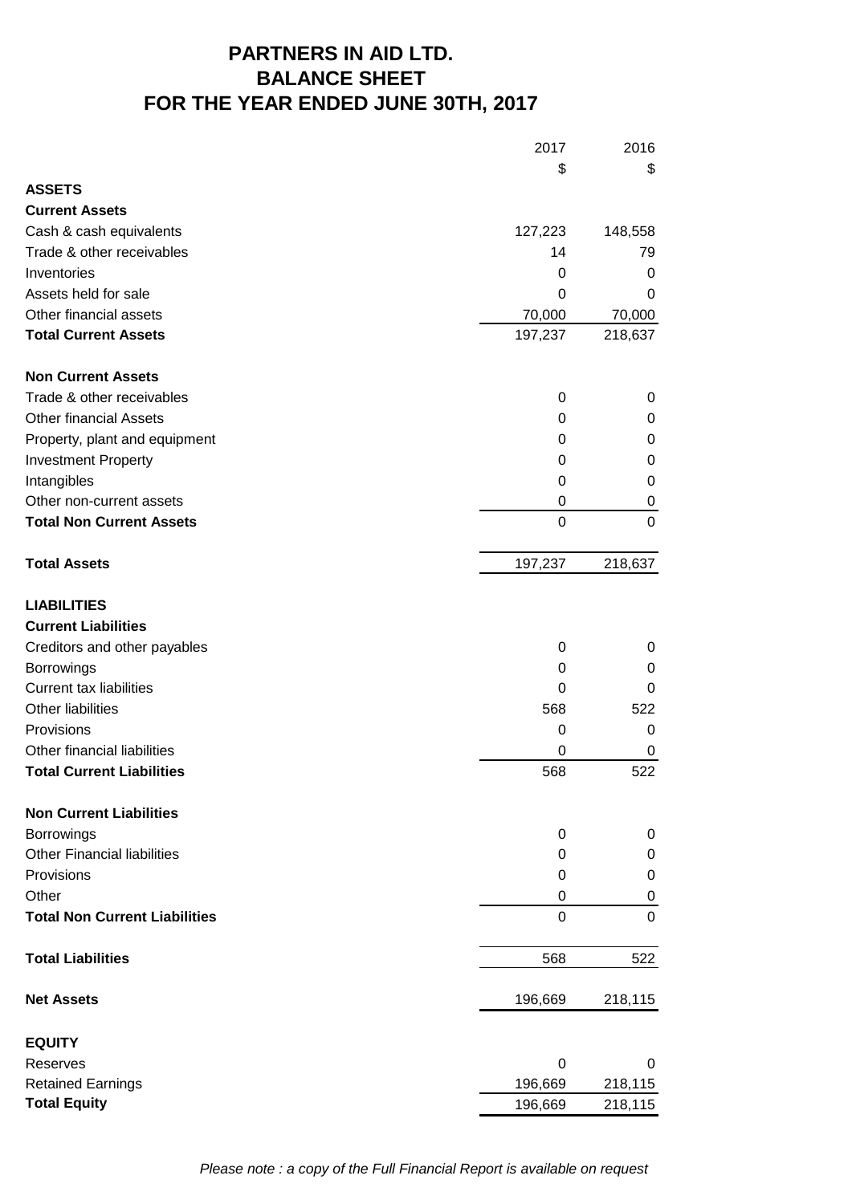# PARTNERS IN AID LTD.
# BALANCE SHEET
# FOR THE YEAR ENDED JUNE 30TH, 2017

| | 2017 | 2016 |
|---|---|---|
| | $ | $ |
| **ASSETS** | | |
| **Current Assets** | | |
| Cash & cash equivalents | 127,223 | 148,558 |
| Trade & other receivables | 14 | 79 |
| Inventories | 0 | 0 |
| Assets held for sale | 0 | 0 |
| Other financial assets | 70,000 | 70,000 |
| **Total Current Assets** | 197,237 | 218,637 |
| | | |
| **Non Current Assets** | | |
| Trade & other receivables | 0 | 0 |
| Other financial Assets | 0 | 0 |
| Property, plant and equipment | 0 | 0 |
| Investment Property | 0 | 0 |
| Intangibles | 0 | 0 |
| Other non-current assets | 0 | 0 |
| **Total Non Current Assets** | 0 | 0 |
| | | |
| **Total Assets** | 197,237 | 218,637 |
| | | |
| **LIABILITIES** | | |
| **Current Liabilities** | | |
| Creditors and other payables | 0 | 0 |
| Borrowings | 0 | 0 |
| Current tax liabilities | 0 | 0 |
| Other liabilities | 568 | 522 |
| Provisions | 0 | 0 |
| Other financial liabilities | 0 | 0 |
| **Total Current Liabilities** | 568 | 522 |
| | | |
| **Non Current Liabilities** | | |
| Borrowings | 0 | 0 |
| Other Financial liabilities | 0 | 0 |
| Provisions | 0 | 0 |
| Other | 0 | 0 |
| **Total Non Current Liabilities** | 0 | 0 |
| | | |
| **Total Liabilities** | 568 | 522 |
| | | |
| **Net Assets** | 196,669 | 218,115 |
| | | |
| **EQUITY** | | |
| Reserves | 0 | 0 |
| Retained Earnings | 196,669 | 218,115 |
| **Total Equity** | 196,669 | 218,115 |

*Please note : a copy of the Full Financial Report is available on request*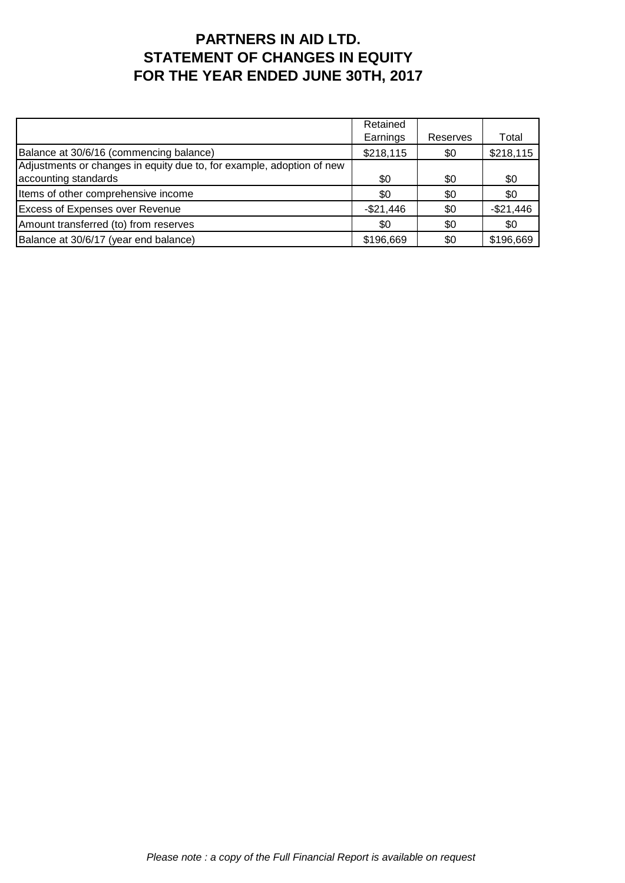# PARTNERS IN AID LTD.
# STATEMENT OF CHANGES IN EQUITY
# FOR THE YEAR ENDED JUNE 30TH, 2017

| | Retained Earnings | Reserves | Total |
|---|---|---|---|
| Balance at 30/6/16 (commencing balance) | $218,115 | $0 | $218,115 |
| Adjustments or changes in equity due to, for example, adoption of new accounting standards | $0 | $0 | $0 |
| Items of other comprehensive income | $0 | $0 | $0 |
| Excess of Expenses over Revenue | -$21,446 | $0 | -$21,446 |
| Amount transferred (to) from reserves | $0 | $0 | $0 |
| Balance at 30/6/17 (year end balance) | $196,669 | $0 | $196,669 |

*Please note : a copy of the Full Financial Report is available on request*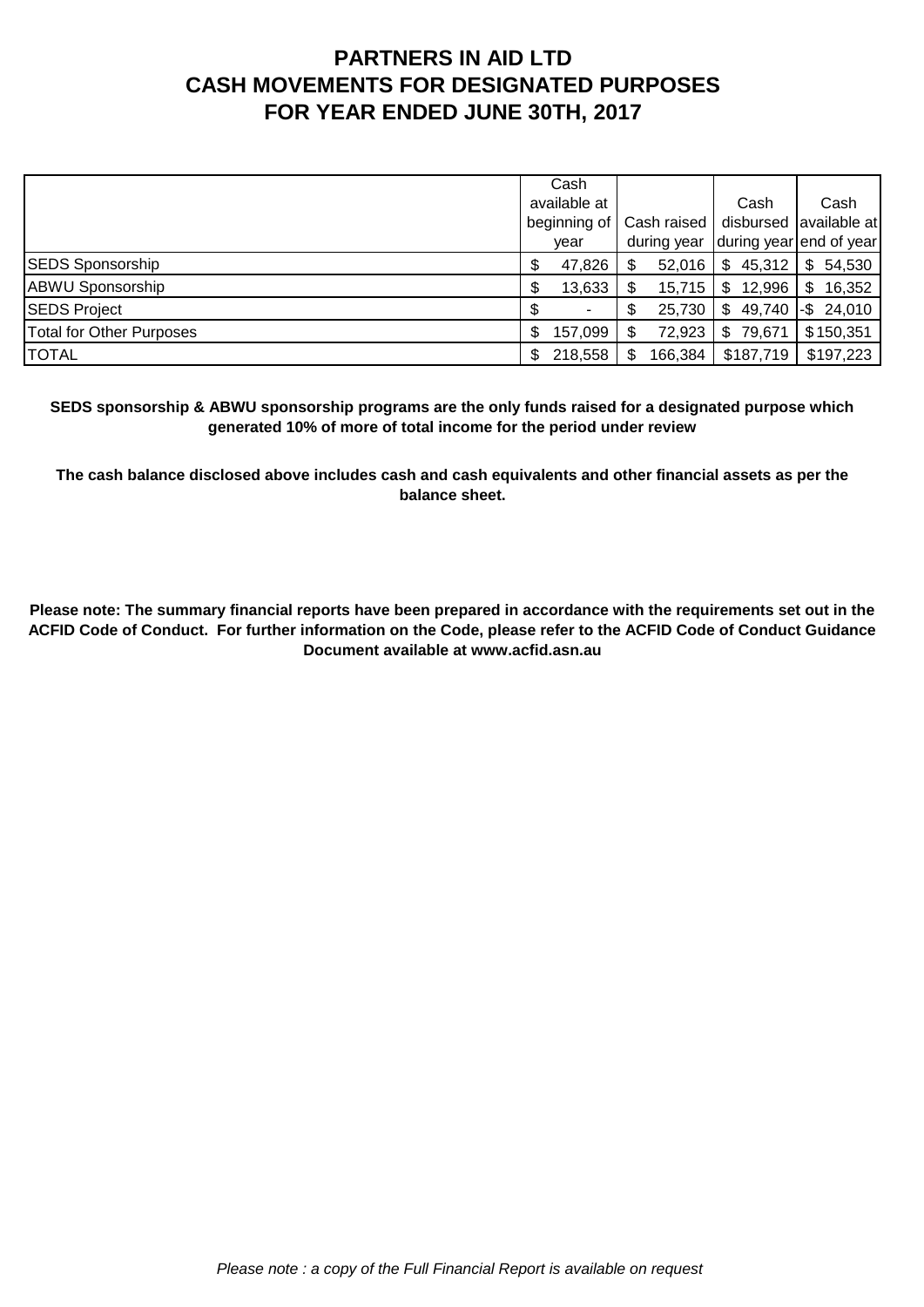# PARTNERS IN AID LTD
# CASH MOVEMENTS FOR DESIGNATED PURPOSES
# FOR YEAR ENDED JUNE 30TH, 2017

| | Cash available at beginning of year | Cash raised during year | Cash disbursed during year | Cash available at end of year |
|---|---|---|---|---|
| SEDS Sponsorship | $ 47,826 | $ 52,016 | $ 45,312 | $ 54,530 |
| ABWU Sponsorship | $ 13,633 | $ 15,715 | $ 12,996 | $ 16,352 |
| SEDS Project | $ - | $ 25,730 | $ 49,740 | -$ 24,010 |
| Total for Other Purposes | $ 157,099 | $ 72,923 | $ 79,671 | $150,351 |
| TOTAL | $ 218,558 | $ 166,384 | $187,719 | $197,223 |

**SEDS sponsorship & ABWU sponsorship programs are the only funds raised for a designated purpose which generated 10% of more of total income for the period under review**

**The cash balance disclosed above includes cash and cash equivalents and other financial assets as per the balance sheet.**

**Please note: The summary financial reports have been prepared in accordance with the requirements set out in the ACFID Code of Conduct. For further information on the Code, please refer to the ACFID Code of Conduct Guidance Document available at www.acfid.asn.au**

*Please note : a copy of the Full Financial Report is available on request*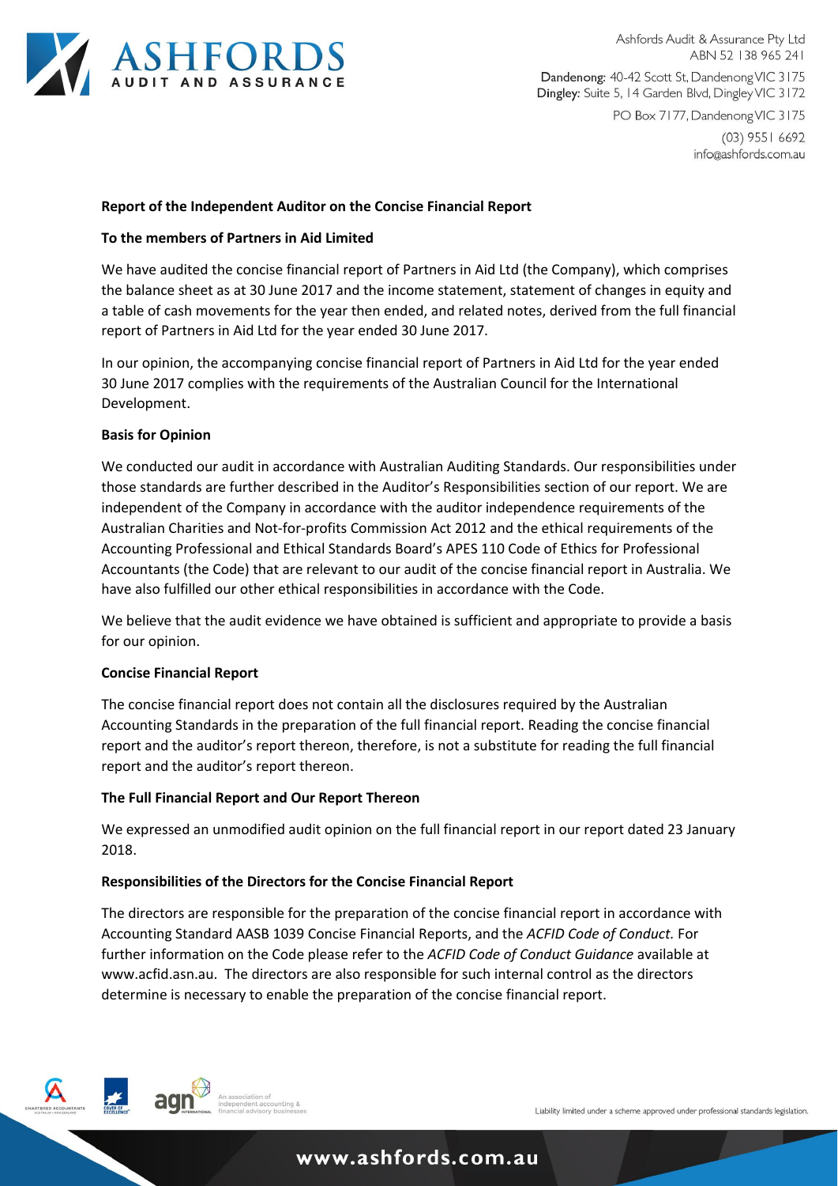Ashfords Audit & Assurance Pty Ltd
ABN 52 138 965 241

Dandenong: 40-42 Scott St, Dandenong VIC 3175
Dingley: Suite 5, 14 Garden Blvd, Dingley VIC 3172

PO Box 7177, Dandenong VIC 3175

(03) 9551 6692

info@ashfords.com.au

**Report of the Independent Auditor on the Concise Financial Report**

**To the members of Partners in Aid Limited**

We have audited the concise financial report of Partners in Aid Ltd (the Company), which comprises the balance sheet as at 30 June 2017 and the income statement, statement of changes in equity and a table of cash movements for the year then ended, and related notes, derived from the full financial report of Partners in Aid Ltd for the year ended 30 June 2017.

In our opinion, the accompanying concise financial report of Partners in Aid Ltd for the year ended 30 June 2017 complies with the requirements of the Australian Council for the International Development.

**Basis for Opinion**

We conducted our audit in accordance with Australian Auditing Standards. Our responsibilities under those standards are further described in the Auditor's Responsibilities section of our report. We are independent of the Company in accordance with the auditor independence requirements of the Australian Charities and Not-for-profits Commission Act 2012 and the ethical requirements of the Accounting Professional and Ethical Standards Board's APES 110 Code of Ethics for Professional Accountants (the Code) that are relevant to our audit of the concise financial report in Australia. We have also fulfilled our other ethical responsibilities in accordance with the Code.

We believe that the audit evidence we have obtained is sufficient and appropriate to provide a basis for our opinion.

**Concise Financial Report**

The concise financial report does not contain all the disclosures required by the Australian Accounting Standards in the preparation of the full financial report. Reading the concise financial report and the auditor's report thereon, therefore, is not a substitute for reading the full financial report and the auditor's report thereon.

**The Full Financial Report and Our Report Thereon**

We expressed an unmodified audit opinion on the full financial report in our report dated 23 January 2018.

**Responsibilities of the Directors for the Concise Financial Report**

The directors are responsible for the preparation of the concise financial report in accordance with Accounting Standard AASB 1039 Concise Financial Reports, and the *ACFID Code of Conduct.* For further information on the Code please refer to the *ACFID Code of Conduct Guidance* available at www.acfid.asn.au. The directors are also responsible for such internal control as the directors determine is necessary to enable the preparation of the concise financial report.

Liability limited under a scheme approved under professional standards legislation.

www.ashfords.com.au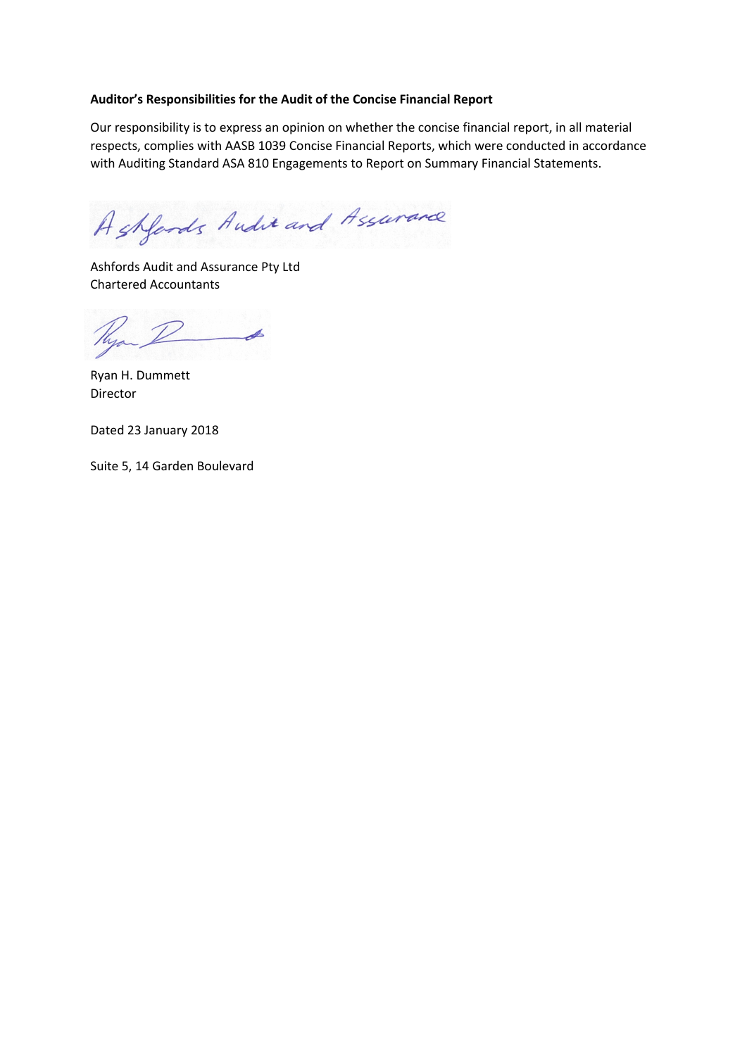**Auditor's Responsibilities for the Audit of the Concise Financial Report**

Our responsibility is to express an opinion on whether the concise financial report, in all material respects, complies with AASB 1039 Concise Financial Reports, which were conducted in accordance with Auditing Standard ASA 810 Engagements to Report on Summary Financial Statements.

Ashfords Audit and Assurance Pty Ltd
Chartered Accountants

Ryan H. Dummett
Director

Dated 23 January 2018

Suite 5, 14 Garden Boulevard